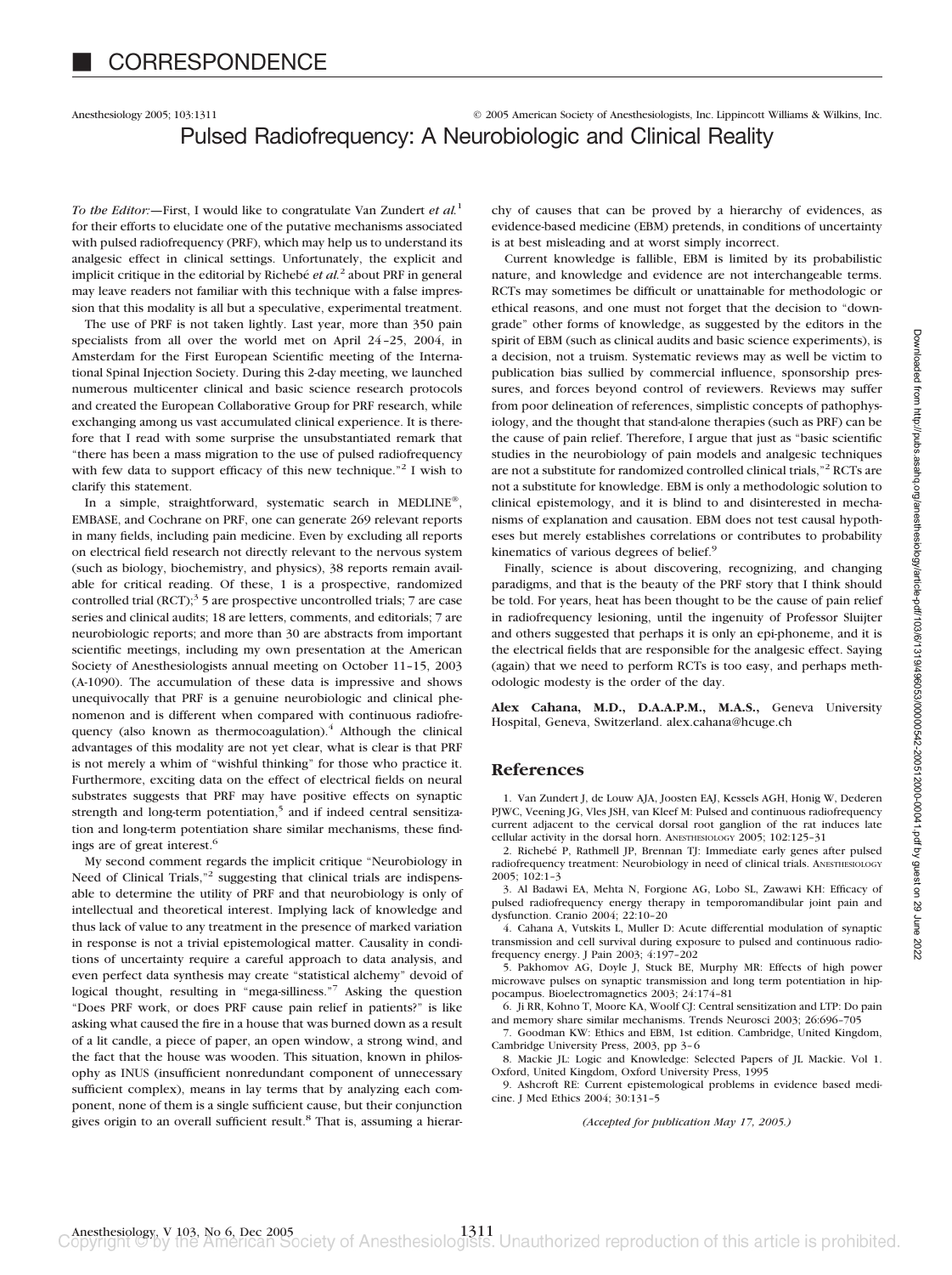# CORRESPONDENCE

## Pulsed Radiofrequency: A Neurobiologic and Clinical Reality

*To the Editor:*—First, I would like to congratulate Van Zundert *et al.*[1] for their efforts to elucidate one of the putative mechanisms associated with pulsed radiofrequency (PRF), which may help us to understand its analgesic effect in clinical settings. Unfortunately, the explicit and implicit critique in the editorial by Richebé *et al.*[2] about PRF in general may leave readers not familiar with this technique with a false impression that this modality is all but a speculative, experimental treatment.

The use of PRF is not taken lightly. Last year, more than 350 pain specialists from all over the world met on April 24–25, 2004, in Amsterdam for the First European Scientific meeting of the International Spinal Injection Society. During this 2-day meeting, we launched numerous multicenter clinical and basic science research protocols and created the European Collaborative Group for PRF research, while exchanging among us vast accumulated clinical experience. It is therefore that I read with some surprise the unsubstantiated remark that "there has been a mass migration to the use of pulsed radiofrequency with few data to support efficacy of this new technique."[2] I wish to clarify this statement.

In a simple, straightforward, systematic search in MEDLINE®, EMBASE, and Cochrane on PRF, one can generate 269 relevant reports in many fields, including pain medicine. Even by excluding all reports on electrical field research not directly relevant to the nervous system (such as biology, biochemistry, and physics), 38 reports remain available for critical reading. Of these, 1 is a prospective, randomized controlled trial (RCT);[3] 5 are prospective uncontrolled trials; 7 are case series and clinical audits; 18 are letters, comments, and editorials; 7 are neurobiologic reports; and more than 30 are abstracts from important scientific meetings, including my own presentation at the American Society of Anesthesiologists annual meeting on October 11–15, 2003 (A-1090). The accumulation of these data is impressive and shows unequivocally that PRF is a genuine neurobiologic and clinical phenomenon and is different when compared with continuous radiofrequency (also known as thermocoagulation).[4] Although the clinical advantages of this modality are not yet clear, what is clear is that PRF is not merely a whim of "wishful thinking" for those who practice it. Furthermore, exciting data on the effect of electrical fields on neural substrates suggests that PRF may have positive effects on synaptic strength and long-term potentiation,[5] and if indeed central sensitization and long-term potentiation share similar mechanisms, these findings are of great interest.[6]

My second comment regards the implicit critique "Neurobiology in Need of Clinical Trials,"[2] suggesting that clinical trials are indispensable to determine the utility of PRF and that neurobiology is only of intellectual and theoretical interest. Implying lack of knowledge and thus lack of value to any treatment in the presence of marked variation in response is not a trivial epistemological matter. Causality in conditions of uncertainty require a careful approach to data analysis, and even perfect data synthesis may create "statistical alchemy" devoid of logical thought, resulting in "mega-silliness."[7] Asking the question "Does PRF work, or does PRF cause pain relief in patients?" is like asking what caused the fire in a house that was burned down as a result of a lit candle, a piece of paper, an open window, a strong wind, and the fact that the house was wooden. This situation, known in philosophy as INUS (insufficient nonredundant component of unnecessary sufficient complex), means in lay terms that by analyzing each component, none of them is a single sufficient cause, but their conjunction gives origin to an overall sufficient result.[8] That is, assuming a hierarchy of causes that can be proved by a hierarchy of evidences, as evidence-based medicine (EBM) pretends, in conditions of uncertainty is at best misleading and at worst simply incorrect.

Current knowledge is fallible, EBM is limited by its probabilistic nature, and knowledge and evidence are not interchangeable terms. RCTs may sometimes be difficult or unattainable for methodologic or ethical reasons, and one must not forget that the decision to "downgrade" other forms of knowledge, as suggested by the editors in the spirit of EBM (such as clinical audits and basic science experiments), is a decision, not a truism. Systematic reviews may as well be victim to publication bias sullied by commercial influence, sponsorship pressures, and forces beyond control of reviewers. Reviews may suffer from poor delineation of references, simplistic concepts of pathophysiology, and the thought that stand-alone therapies (such as PRF) can be the cause of pain relief. Therefore, I argue that just as "basic scientific studies in the neurobiology of pain models and analgesic techniques are not a substitute for randomized controlled clinical trials,"[2] RCTs are not a substitute for knowledge. EBM is only a methodologic solution to clinical epistemology, and it is blind to and disinterested in mechanisms of explanation and causation. EBM does not test causal hypotheses but merely establishes correlations or contributes to probability kinematics of various degrees of belief.[9]

Finally, science is about discovering, recognizing, and changing paradigms, and that is the beauty of the PRF story that I think should be told. For years, heat has been thought to be the cause of pain relief in radiofrequency lesioning, until the ingenuity of Professor Sluijter and others suggested that perhaps it is only an epi-phoneme, and it is the electrical fields that are responsible for the analgesic effect. Saying (again) that we need to perform RCTs is too easy, and perhaps methodologic modesty is the order of the day.

**Alex Cahana, M.D., D.A.A.P.M., M.A.S.,** Geneva University Hospital, Geneva, Switzerland. alex.cahana@hcuge.ch

### References

1. Van Zundert J, de Louw AJA, Joosten EAJ, Kessels AGH, Honig W, Dederen PJWC, Veening JG, Vles JSH, van Kleef M: Pulsed and continuous radiofrequency current adjacent to the cervical dorsal root ganglion of the rat induces late cellular activity in the dorsal horn. ANESTHESIOLOGY 2005; 102:125–31
2. Richebé P, Rathmell JP, Brennan TJ: Immediate early genes after pulsed radiofrequency treatment: Neurobiology in need of clinical trials. ANESTHESIOLOGY 2005; 102:1–3
3. Al Badawi EA, Mehta N, Forgione AG, Lobo SL, Zawawi KH: Efficacy of pulsed radiofrequency energy therapy in temporomandibular joint pain and dysfunction. Cranio 2004; 22:10–20
4. Cahana A, Vutskits L, Muller D: Acute differential modulation of synaptic transmission and cell survival during exposure to pulsed and continuous radiofrequency energy. J Pain 2003; 4:197–202
5. Pakhomov AG, Doyle J, Stuck BE, Murphy MR: Effects of high power microwave pulses on synaptic transmission and long term potentiation in hippocampus. Bioelectromagnetics 2003; 24:174–81
6. Ji RR, Kohno T, Moore KA, Woolf CJ: Central sensitization and LTP: Do pain and memory share similar mechanisms. Trends Neurosci 2003; 26:696–705
7. Goodman KW: Ethics and EBM, 1st edition. Cambridge, United Kingdom, Cambridge University Press, 2003, pp 3–6
8. Mackie JL: Logic and Knowledge: Selected Papers of JL Mackie. Vol 1. Oxford, United Kingdom, Oxford University Press, 1995
9. Ashcroft RE: Current epistemological problems in evidence based medicine. J Med Ethics 2004; 30:131–5

*(Accepted for publication May 17, 2005.)*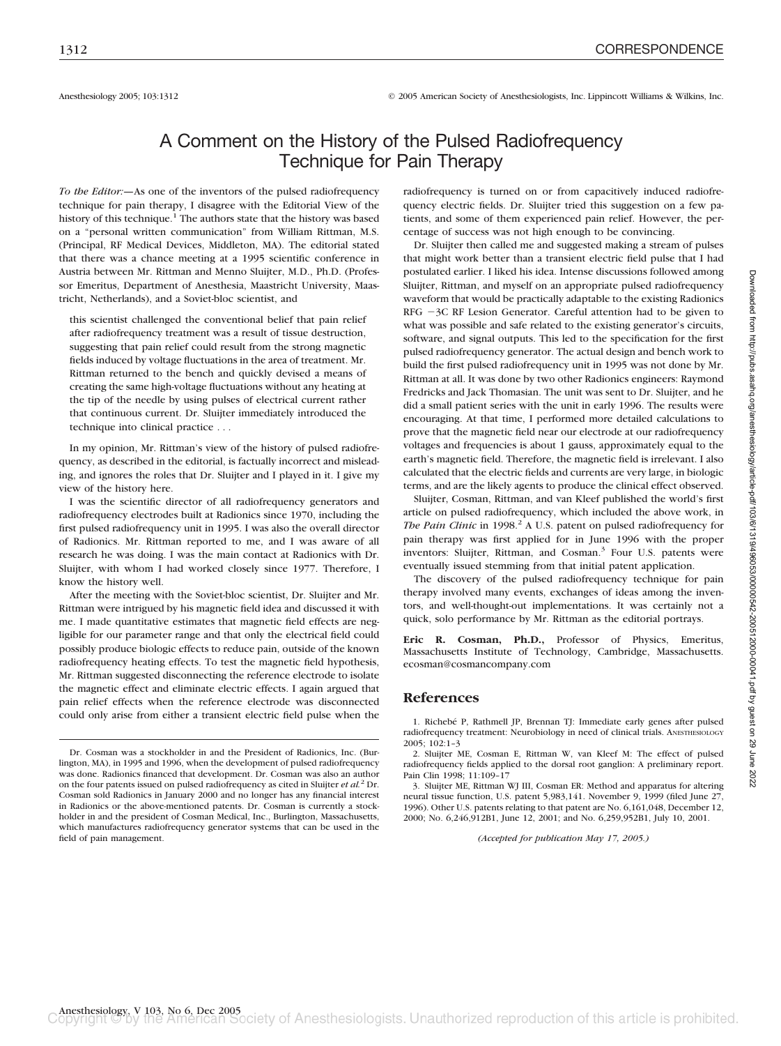# A Comment on the History of the Pulsed Radiofrequency Technique for Pain Therapy

*To the Editor:*—As one of the inventors of the pulsed radiofrequency technique for pain therapy, I disagree with the Editorial View of the history of this technique.[1] The authors state that the history was based on a "personal written communication" from William Rittman, M.S. (Principal, RF Medical Devices, Middleton, MA). The editorial stated that there was a chance meeting at a 1995 scientific conference in Austria between Mr. Rittman and Menno Sluijter, M.D., Ph.D. (Professor Emeritus, Department of Anesthesia, Maastricht University, Maastricht, Netherlands), and a Soviet-bloc scientist, and

> this scientist challenged the conventional belief that pain relief after radiofrequency treatment was a result of tissue destruction, suggesting that pain relief could result from the strong magnetic fields induced by voltage fluctuations in the area of treatment. Mr. Rittman returned to the bench and quickly devised a means of creating the same high-voltage fluctuations without any heating at the tip of the needle by using pulses of electrical current rather that continuous current. Dr. Sluijter immediately introduced the technique into clinical practice . . .

In my opinion, Mr. Rittman's view of the history of pulsed radiofrequency, as described in the editorial, is factually incorrect and misleading, and ignores the roles that Dr. Sluijter and I played in it. I give my view of the history here.

I was the scientific director of all radiofrequency generators and radiofrequency electrodes built at Radionics since 1970, including the first pulsed radiofrequency unit in 1995. I was also the overall director of Radionics. Mr. Rittman reported to me, and I was aware of all research he was doing. I was the main contact at Radionics with Dr. Sluijter, with whom I had worked closely since 1977. Therefore, I know the history well.

After the meeting with the Soviet-bloc scientist, Dr. Sluijter and Mr. Rittman were intrigued by his magnetic field idea and discussed it with me. I made quantitative estimates that magnetic field effects are negligible for our parameter range and that only the electrical field could possibly produce biologic effects to reduce pain, outside of the known radiofrequency heating effects. To test the magnetic field hypothesis, Mr. Rittman suggested disconnecting the reference electrode to isolate the magnetic effect and eliminate electric effects. I again argued that pain relief effects when the reference electrode was disconnected could only arise from either a transient electric field pulse when the radiofrequency is turned on or from capacitively induced radiofrequency electric fields. Dr. Sluijter tried this suggestion on a few patients, and some of them experienced pain relief. However, the percentage of success was not high enough to be convincing.

Dr. Sluijter then called me and suggested making a stream of pulses that might work better than a transient electric field pulse that I had postulated earlier. I liked his idea. Intense discussions followed among Sluijter, Rittman, and myself on an appropriate pulsed radiofrequency waveform that would be practically adaptable to the existing Radionics RFG −3C RF Lesion Generator. Careful attention had to be given to what was possible and safe related to the existing generator's circuits, software, and signal outputs. This led to the specification for the first pulsed radiofrequency generator. The actual design and bench work to build the first pulsed radiofrequency unit in 1995 was not done by Mr. Rittman at all. It was done by two other Radionics engineers: Raymond Fredricks and Jack Thomasian. The unit was sent to Dr. Sluijter, and he did a small patient series with the unit in early 1996. The results were encouraging. At that time, I performed more detailed calculations to prove that the magnetic field near our electrode at our radiofrequency voltages and frequencies is about 1 gauss, approximately equal to the earth's magnetic field. Therefore, the magnetic field is irrelevant. I also calculated that the electric fields and currents are very large, in biologic terms, and are the likely agents to produce the clinical effect observed.

Sluijter, Cosman, Rittman, and van Kleef published the world's first article on pulsed radiofrequency, which included the above work, in *The Pain Clinic* in 1998.[2] A U.S. patent on pulsed radiofrequency for pain therapy was first applied for in June 1996 with the proper inventors: Sluijter, Rittman, and Cosman.[3] Four U.S. patents were eventually issued stemming from that initial patent application.

The discovery of the pulsed radiofrequency technique for pain therapy involved many events, exchanges of ideas among the inventors, and well-thought-out implementations. It was certainly not a quick, solo performance by Mr. Rittman as the editorial portrays.

**Eric R. Cosman, Ph.D.,** Professor of Physics, Emeritus, Massachusetts Institute of Technology, Cambridge, Massachusetts. ecosman@cosmancompany.com

Dr. Cosman was a stockholder in and the President of Radionics, Inc. (Burlington, MA), in 1995 and 1996, when the development of pulsed radiofrequency was done. Radionics financed that development. Dr. Cosman was also an author on the four patents issued on pulsed radiofrequency as cited in Sluijter *et al.*[2] Dr. Cosman sold Radionics in January 2000 and no longer has any financial interest in Radionics or the above-mentioned patents. Dr. Cosman is currently a stockholder in and the president of Cosman Medical, Inc., Burlington, Massachusetts, which manufactures radiofrequency generator systems that can be used in the field of pain management.

## References

1. Richebé P, Rathmell JP, Brennan TJ: Immediate early genes after pulsed radiofrequency treatment: Neurobiology in need of clinical trials. Anesthesiology 2005; 102:1–3
2. Sluijter ME, Cosman E, Rittman W, van Kleef M: The effect of pulsed radiofrequency fields applied to the dorsal root ganglion: A preliminary report. Pain Clin 1998; 11:109–17
3. Sluijter ME, Rittman WJ III, Cosman ER: Method and apparatus for altering neural tissue function, U.S. patent 5,983,141. November 9, 1999 (filed June 27, 1996). Other U.S. patents relating to that patent are No. 6,161,048, December 12, 2000; No. 6,246,912B1, June 12, 2001; and No. 6,259,952B1, July 10, 2001.

*(Accepted for publication May 17, 2005.)*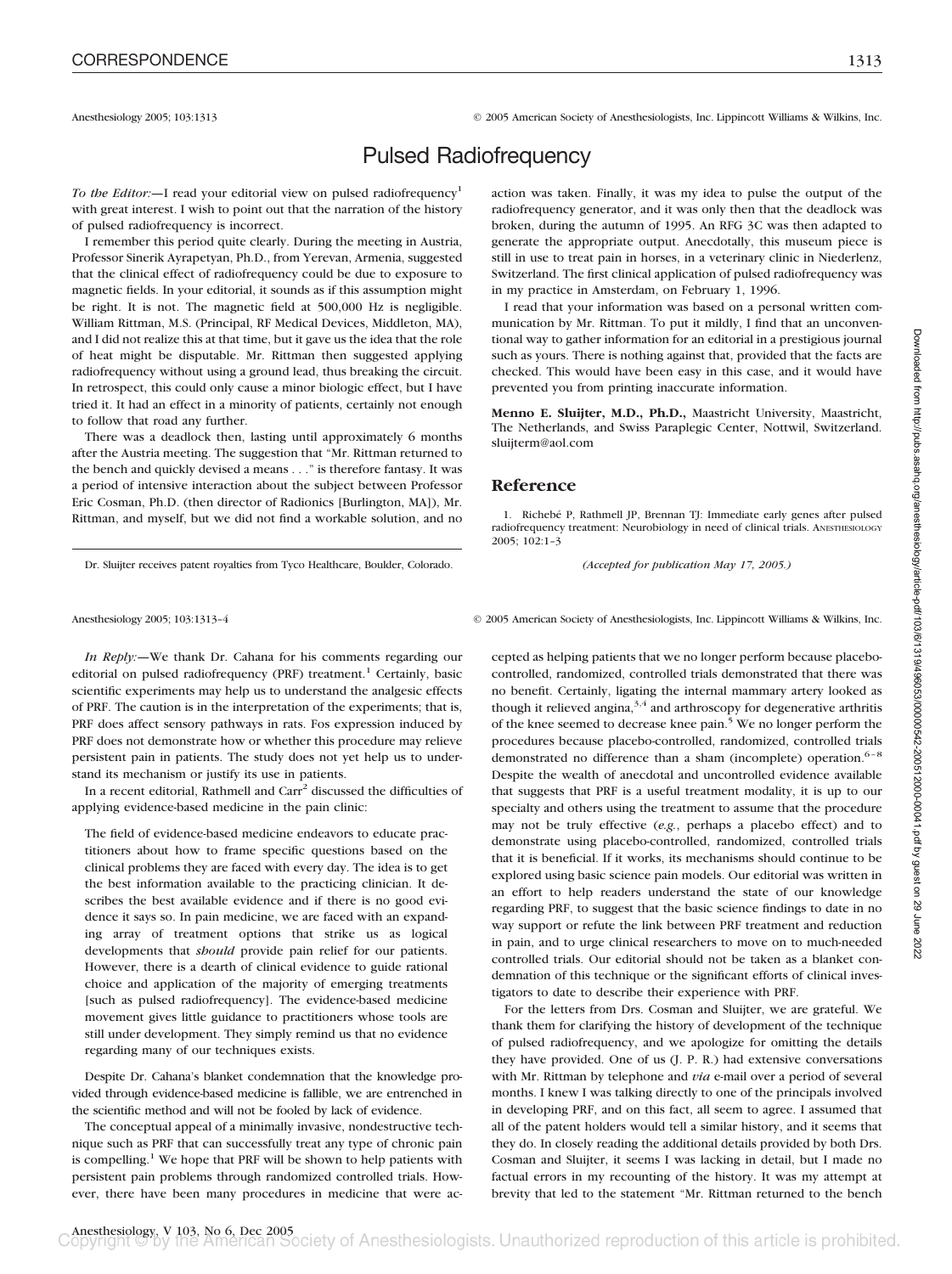Anesthesiology 2005; 103:1313 © 2005 American Society of Anesthesiologists, Inc. Lippincott Williams & Wilkins, Inc.

# Pulsed Radiofrequency

*To the Editor:*—I read your editorial view on pulsed radiofrequency[1] with great interest. I wish to point out that the narration of the history of pulsed radiofrequency is incorrect.

I remember this period quite clearly. During the meeting in Austria, Professor Sinerik Ayrapetyan, Ph.D., from Yerevan, Armenia, suggested that the clinical effect of radiofrequency could be due to exposure to magnetic fields. In your editorial, it sounds as if this assumption might be right. It is not. The magnetic field at 500,000 Hz is negligible. William Rittman, M.S. (Principal, RF Medical Devices, Middleton, MA), and I did not realize this at that time, but it gave us the idea that the role of heat might be disputable. Mr. Rittman then suggested applying radiofrequency without using a ground lead, thus breaking the circuit. In retrospect, this could only cause a minor biologic effect, but I have tried it. It had an effect in a minority of patients, certainly not enough to follow that road any further.

There was a deadlock then, lasting until approximately 6 months after the Austria meeting. The suggestion that "Mr. Rittman returned to the bench and quickly devised a means . . ." is therefore fantasy. It was a period of intensive interaction about the subject between Professor Eric Cosman, Ph.D. (then director of Radionics [Burlington, MA]), Mr. Rittman, and myself, but we did not find a workable solution, and no action was taken. Finally, it was my idea to pulse the output of the radiofrequency generator, and it was only then that the deadlock was broken, during the autumn of 1995. An RFG 3C was then adapted to generate the appropriate output. Anecdotally, this museum piece is still in use to treat pain in horses, in a veterinary clinic in Niederlenz, Switzerland. The first clinical application of pulsed radiofrequency was in my practice in Amsterdam, on February 1, 1996.

I read that your information was based on a personal written communication by Mr. Rittman. To put it mildly, I find that an unconventional way to gather information for an editorial in a prestigious journal such as yours. There is nothing against that, provided that the facts are checked. This would have been easy in this case, and it would have prevented you from printing inaccurate information.

**Menno E. Sluijter, M.D., Ph.D.,** Maastricht University, Maastricht, The Netherlands, and Swiss Paraplegic Center, Nottwil, Switzerland. sluijterm@aol.com

Dr. Sluijter receives patent royalties from Tyco Healthcare, Boulder, Colorado.

## Reference

1. Richebé P, Rathmell JP, Brennan TJ: Immediate early genes after pulsed radiofrequency treatment: Neurobiology in need of clinical trials. ANESTHESIOLOGY 2005; 102:1–3

*(Accepted for publication May 17, 2005.)*

Anesthesiology 2005; 103:1313–4 © 2005 American Society of Anesthesiologists, Inc. Lippincott Williams & Wilkins, Inc.

*In Reply:*—We thank Dr. Cahana for his comments regarding our editorial on pulsed radiofrequency (PRF) treatment.[1] Certainly, basic scientific experiments may help us to understand the analgesic effects of PRF. The caution is in the interpretation of the experiments; that is, PRF does affect sensory pathways in rats. Fos expression induced by PRF does not demonstrate how or whether this procedure may relieve persistent pain in patients. The study does not yet help us to understand its mechanism or justify its use in patients.

In a recent editorial, Rathmell and Carr[2] discussed the difficulties of applying evidence-based medicine in the pain clinic:

> The field of evidence-based medicine endeavors to educate practitioners about how to frame specific questions based on the clinical problems they are faced with every day. The idea is to get the best information available to the practicing clinician. It describes the best available evidence and if there is no good evidence it says so. In pain medicine, we are faced with an expanding array of treatment options that strike us as logical developments that *should* provide pain relief for our patients. However, there is a dearth of clinical evidence to guide rational choice and application of the majority of emerging treatments [such as pulsed radiofrequency]. The evidence-based medicine movement gives little guidance to practitioners whose tools are still under development. They simply remind us that no evidence regarding many of our techniques exists.

Despite Dr. Cahana's blanket condemnation that the knowledge provided through evidence-based medicine is fallible, we are entrenched in the scientific method and will not be fooled by lack of evidence.

The conceptual appeal of a minimally invasive, nondestructive technique such as PRF that can successfully treat any type of chronic pain is compelling.[1] We hope that PRF will be shown to help patients with persistent pain problems through randomized controlled trials. However, there have been many procedures in medicine that were accepted as helping patients that we no longer perform because placebo-controlled, randomized, controlled trials demonstrated that there was no benefit. Certainly, ligating the internal mammary artery looked as though it relieved angina,[3,4] and arthroscopy for degenerative arthritis of the knee seemed to decrease knee pain.[5] We no longer perform the procedures because placebo-controlled, randomized, controlled trials demonstrated no difference than a sham (incomplete) operation.[6–8] Despite the wealth of anecdotal and uncontrolled evidence available that suggests that PRF is a useful treatment modality, it is up to our specialty and others using the treatment to assume that the procedure may not be truly effective (*e.g.*, perhaps a placebo effect) and to demonstrate using placebo-controlled, randomized, controlled trials that it is beneficial. If it works, its mechanisms should continue to be explored using basic science pain models. Our editorial was written in an effort to help readers understand the state of our knowledge regarding PRF, to suggest that the basic science findings to date in no way support or refute the link between PRF treatment and reduction in pain, and to urge clinical researchers to move on to much-needed controlled trials. Our editorial should not be taken as a blanket condemnation of this technique or the significant efforts of clinical investigators to date to describe their experience with PRF.

For the letters from Drs. Cosman and Sluijter, we are grateful. We thank them for clarifying the history of development of the technique of pulsed radiofrequency, and we apologize for omitting the details they have provided. One of us (J. P. R.) had extensive conversations with Mr. Rittman by telephone and *via* e-mail over a period of several months. I knew I was talking directly to one of the principals involved in developing PRF, and on this fact, all seem to agree. I assumed that all of the patent holders would tell a similar history, and it seems that they do. In closely reading the additional details provided by both Drs. Cosman and Sluijter, it seems I was lacking in detail, but I made no factual errors in my recounting of the history. It was my attempt at brevity that led to the statement "Mr. Rittman returned to the bench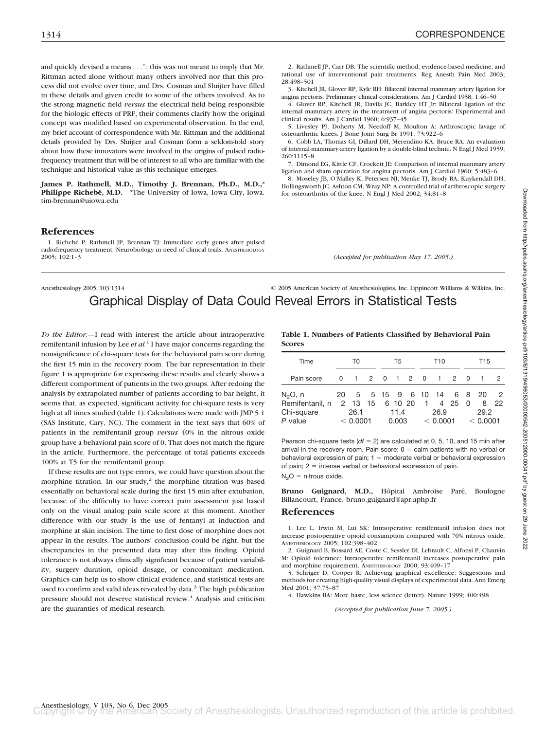and quickly devised a means . . ."; this was not meant to imply that Mr. Rittman acted alone without many others involved nor that this process did not evolve over time, and Drs. Cosman and Sluijter have filled in these details and given credit to some of the others involved. As to the strong magnetic field *versus* the electrical field being responsible for the biologic effects of PRF, their comments clarify how the original concept was modified based on experimental observation. In the end, my brief account of correspondence with Mr. Rittman and the additional details provided by Drs. Sluijter and Cosman form a seldom-told story about how these innovators were involved in the origins of pulsed radiofrequency treatment that will be of interest to all who are familiar with the technique and historical value as this technique emerges.

**James P. Rathmell, M.D., Timothy J. Brennan, Ph.D., M.D.,\* Philippe Richebé, M.D.** \*The University of Iowa, Iowa City, Iowa. tim-brennan@uiowa.edu

## References

1. Richebé P, Rathmell JP, Brennan TJ: Immediate early genes after pulsed radiofrequency treatment: Neurobiology in need of clinical trials. ANESTHESIOLOGY 2005; 102:1–3
2. Rathmell JP, Carr DB: The scientific method, evidence-based medicine, and rational use of interventional pain treatments. Reg Anesth Pain Med 2003; 28:498–501
3. Kitchell JR, Glover RP, Kyle RH: Bilateral internal mammary artery ligation for angina pectoris: Preliminary clinical considerations. Am J Cardiol 1958; 1:46–50
4. Glover RP, Kitchell JR, Davila JC, Barkley HT Jr: Bilateral ligation of the internal mammary artery in the treatment of angina pectoris: Experimental and clinical results. Am J Cardiol 1960; 6:937–45
5. Livesley PJ, Doherty M, Needoff M, Moulton A: Arthroscopic lavage of osteoarthritic knees. J Bone Joint Surg Br 1991; 73:922–6
6. Cobb LA, Thomas GI, Dillard DH, Merendino KA, Bruce RA: An evaluation of internal-mammary-artery ligation by a double-blind technic. N Engl J Med 1959; 260:1115–8
7. Dimond EG, Kittle CF, Crockett JE: Comparison of internal mammary artery ligation and sham operation for angina pectoris. Am J Cardiol 1960; 5:483–6
8. Moseley JB, O'Malley K, Petersen NJ, Menke TJ, Brody BA, Kuykendall DH, Hollingsworth JC, Ashton CM, Wray NP: A controlled trial of arthroscopic surgery for osteoarthritis of the knee. N Engl J Med 2002; 34:81–8

*(Accepted for publication May 17, 2005.)*

# Graphical Display of Data Could Reveal Errors in Statistical Tests

*To the Editor:*—I read with interest the article about intraoperative remifentanil infusion by Lee *et al.*[1] I have major concerns regarding the nonsignificance of chi-square tests for the behavioral pain score during the first 15 min in the recovery room. The bar representation in their figure 1 is appropriate for expressing these results and clearly shows a different comportment of patients in the two groups. After redoing the analysis by extrapolated number of patients according to bar height, it seems that, as expected, significant activity for chi-square tests is very high at all times studied (table 1). Calculations were made with JMP 5.1 (SAS Institute, Cary, NC). The comment in the text says that 60% of patients in the remifentanil group *versus* 40% in the nitrous oxide group have a behavioral pain score of 0. That does not match the figure in the article. Furthermore, the percentage of total patients exceeds 100% at T5 for the remifentanil group.

If these results are not type errors, we could have question about the morphine titration. In our study,[2] the morphine titration was based essentially on behavioral scale during the first 15 min after extubation, because of the difficulty to have correct pain assessment just based only on the visual analog pain scale score at this moment. Another difference with our study is the use of fentanyl at induction and morphine at skin incision. The time to first dose of morphine does not appear in the results. The authors' conclusion could be right, but the discrepancies in the presented data may alter this finding. Opioid tolerance is not always clinically significant because of patient variability, surgery duration, opioid dosage, or concomitant medication. Graphics can help us to show clinical evidence, and statistical tests are used to confirm and valid ideas revealed by data.[3] The high publication pressure should not deserve statistical review.[4] Analysis and criticism are the guaranties of medical research.

**Table 1. Numbers of Patients Classified by Behavioral Pain Scores**

| Time | T0 | | | T5 | | | T10 | | | T15 | | |
|---|---|---|---|---|---|---|---|---|---|---|---|---|
| Pain score | 0 | 1 | 2 | 0 | 1 | 2 | 0 | 1 | 2 | 0 | 1 | 2 |
| $N_2O$, n | 20 | 5 | 5 | 15 | 9 | 6 | 10 | 14 | 6 | 8 | 20 | 2 |
| Remifentanil, n | 2 | 13 | 15 | 6 | 10 | 20 | 1 | 4 | 25 | 0 | 8 | 22 |
| Chi-square | 26.1 | | | 11.4 | | | 26.9 | | | 29.2 | | |
| *P* value | < 0.0001 | | | 0.003 | | | < 0.0001 | | | < 0.0001 | | |

Pearson chi-square tests ($df = 2$) are calculated at 0, 5, 10, and 15 min after arrival in the recovery room. Pain score: 0 = calm patients with no verbal or behavioral expression of pain; 1 = moderate verbal or behavioral expression of pain; 2 = intense verbal or behavioral expression of pain.

$N_2O$ = nitrous oxide.

**Bruno Guignard, M.D.,** Hôpital Ambroise Paré, Boulogne Billancourt, France. bruno.guignard@apr.aphp.fr

## References

1. Lee L, Irwin M, Lui SK: Intraoperative remifentanil infusion does not increase postoperative opioid consumption compared with 70% nitrous oxide. ANESTHESIOLOGY 2005; 102:398–402
2. Guignard B, Bossard AE, Coste C, Sessler DI, Lebrault C, Alfonsi P, Chauvin M: Opioid tolerance: Intraoperative remifentanil increases postoperative pain and morphine requirement. ANESTHESIOLOGY 2000; 93:409–17
3. Schriger D, Cooper R: Achieving graphical excellence: Suggestions and methods for creating high-quality visual displays of experimental data. Ann Emerg Med 2001; 37:75–87
4. Hawkins BA: More haste, less science (letter). Nature 1999; 400:498

*(Accepted for publication June 7, 2005.)*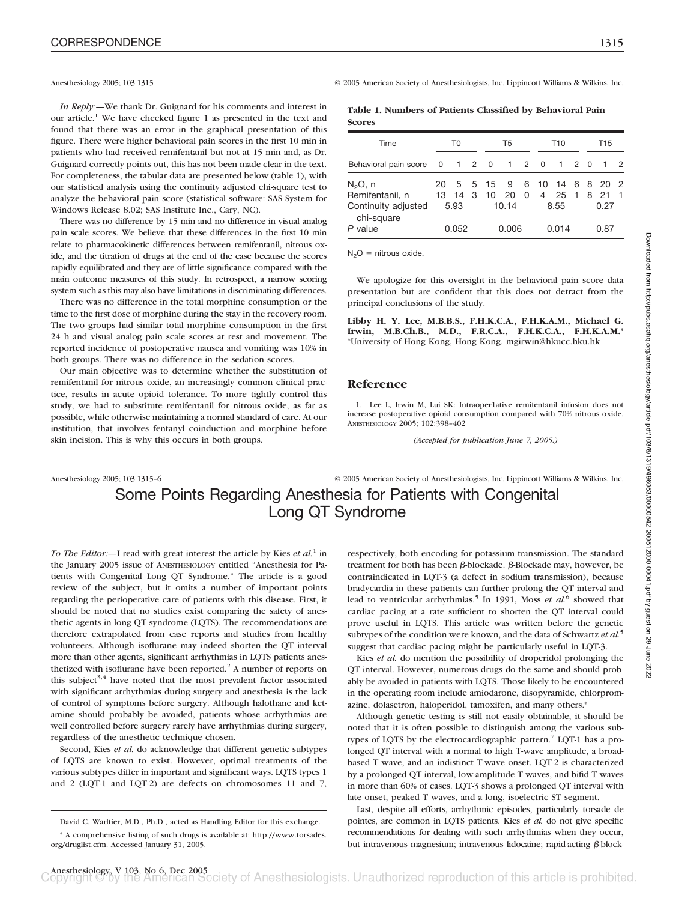*In Reply:*—We thank Dr. Guignard for his comments and interest in our article.[1] We have checked figure 1 as presented in the text and found that there was an error in the graphical presentation of this figure. There were higher behavioral pain scores in the first 10 min in patients who had received remifentanil but not at 15 min and, as Dr. Guignard correctly points out, this has not been made clear in the text. For completeness, the tabular data are presented below (table 1), with our statistical analysis using the continuity adjusted chi-square test to analyze the behavioral pain score (statistical software: SAS System for Windows Release 8.02; SAS Institute Inc., Cary, NC).

There was no difference by 15 min and no difference in visual analog pain scale scores. We believe that these differences in the first 10 min relate to pharmacokinetic differences between remifentanil, nitrous oxide, and the titration of drugs at the end of the case because the scores rapidly equilibrated and they are of little significance compared with the main outcome measures of this study. In retrospect, a narrow scoring system such as this may also have limitations in discriminating differences.

There was no difference in the total morphine consumption or the time to the first dose of morphine during the stay in the recovery room. The two groups had similar total morphine consumption in the first 24 h and visual analog pain scale scores at rest and movement. The reported incidence of postoperative nausea and vomiting was 10% in both groups. There was no difference in the sedation scores.

Our main objective was to determine whether the substitution of remifentanil for nitrous oxide, an increasingly common clinical practice, results in acute opioid tolerance. To more tightly control this study, we had to substitute remifentanil for nitrous oxide, as far as possible, while otherwise maintaining a normal standard of care. At our institution, that involves fentanyl coinduction and morphine before skin incision. This is why this occurs in both groups.

**Table 1. Numbers of Patients Classified by Behavioral Pain Scores**

| Time | T0 | | | T5 | | | T10 | | | T15 | | |
|---|---|---|---|---|---|---|---|---|---|---|---|---|
| Behavioral pain score | 0 | 1 | 2 | 0 | 1 | 2 | 0 | 1 | 2 | 0 | 1 | 2 |
| $N_2O$, n | 20 | 5 | 5 | 15 | 9 | 6 | 10 | 14 | 6 | 8 | 20 | 2 |
| Remifentanil, n | 13 | 14 | 3 | 10 | 20 | 0 | 4 | 25 | 1 | 8 | 21 | 1 |
| Continuity adjusted chi-square | 5.93 | | | 10.14 | | | 8.55 | | | 0.27 | | |
| *P* value | 0.052 | | | 0.006 | | | 0.014 | | | 0.87 | | |

$N_2O$ = nitrous oxide.

We apologize for this oversight in the behavioral pain score data presentation but are confident that this does not detract from the principal conclusions of the study.

**Libby H. Y. Lee, M.B.B.S., F.H.K.C.A., F.H.K.A.M., Michael G. Irwin, M.B.Ch.B., M.D., F.R.C.A., F.H.K.C.A., F.H.K.A.M.*** *University of Hong Kong, Hong Kong. mgirwin@hkucc.hku.hk

## Reference

1. Lee L, Irwin M, Lui SK: Intraoper1ative remifentanil infusion does not increase postoperative opioid consumption compared with 70% nitrous oxide. ANESTHESIOLOGY 2005; 102:398–402

*(Accepted for publication June 7, 2005.)*

# Some Points Regarding Anesthesia for Patients with Congenital Long QT Syndrome

*To The Editor:*—I read with great interest the article by Kies *et al.*[1] in the January 2005 issue of ANESTHESIOLOGY entitled "Anesthesia for Patients with Congenital Long QT Syndrome." The article is a good review of the subject, but it omits a number of important points regarding the perioperative care of patients with this disease. First, it should be noted that no studies exist comparing the safety of anesthetic agents in long QT syndrome (LQTS). The recommendations are therefore extrapolated from case reports and studies from healthy volunteers. Although isoflurane may indeed shorten the QT interval more than other agents, significant arrhythmias in LQTS patients anesthetized with isoflurane have been reported.[2] A number of reports on this subject[3,4] have noted that the most prevalent factor associated with significant arrhythmias during surgery and anesthesia is the lack of control of symptoms before surgery. Although halothane and ketamine should probably be avoided, patients whose arrhythmias are well controlled before surgery rarely have arrhythmias during surgery, regardless of the anesthetic technique chosen.

Second, Kies *et al.* do acknowledge that different genetic subtypes of LQTS are known to exist. However, optimal treatments of the various subtypes differ in important and significant ways. LQTS types 1 and 2 (LQT-1 and LQT-2) are defects on chromosomes 11 and 7, respectively, both encoding for potassium transmission. The standard treatment for both has been β-blockade. β-Blockade may, however, be contraindicated in LQT-3 (a defect in sodium transmission), because bradycardia in these patients can further prolong the QT interval and lead to ventricular arrhythmias.[5] In 1991, Moss *et al.*[6] showed that cardiac pacing at a rate sufficient to shorten the QT interval could prove useful in LQTS. This article was written before the genetic subtypes of the condition were known, and the data of Schwartz *et al.*[5] suggest that cardiac pacing might be particularly useful in LQT-3.

Kies *et al.* do mention the possibility of droperidol prolonging the QT interval. However, numerous drugs do the same and should probably be avoided in patients with LQTS. Those likely to be encountered in the operating room include amiodarone, disopyramide, chlorpromazine, dolasetron, haloperidol, tamoxifen, and many others.*

Although genetic testing is still not easily obtainable, it should be noted that it is often possible to distinguish among the various subtypes of LQTS by the electrocardiographic pattern.[7] LQT-1 has a prolonged QT interval with a normal to high T-wave amplitude, a broad-based T wave, and an indistinct T-wave onset. LQT-2 is characterized by a prolonged QT interval, low-amplitude T waves, and bifid T waves in more than 60% of cases. LQT-3 shows a prolonged QT interval with late onset, peaked T waves, and a long, isoelectric ST segment.

Last, despite all efforts, arrhythmic episodes, particularly torsade de pointes, are common in LQTS patients. Kies *et al.* do not give specific recommendations for dealing with such arrhythmias when they occur, but intravenous magnesium; intravenous lidocaine; rapid-acting β-block-

David C. Warltier, M.D., Ph.D., acted as Handling Editor for this exchange.

* A comprehensive listing of such drugs is available at: http://www.torsades.org/druglist.cfm. Accessed January 31, 2005.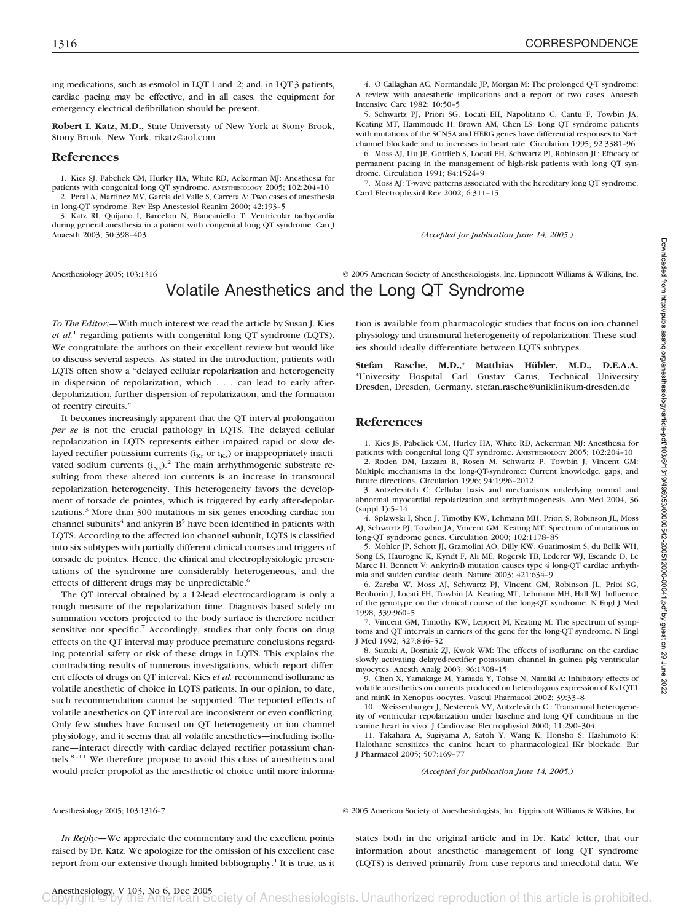ing medications, such as esmolol in LQT-1 and -2; and, in LQT-3 patients, cardiac pacing may be effective, and in all cases, the equipment for emergency electrical defibrillation should be present.

**Robert I. Katz, M.D.,** State University of New York at Stony Brook, Stony Brook, New York. rikatz@aol.com

## References

1. Kies SJ, Pabelick CM, Hurley HA, White RD, Ackerman MJ: Anesthesia for patients with congenital long QT syndrome. ANESTHESIOLOGY 2005; 102:204–10
2. Peral A, Martinez MV, Garcia del Valle S, Carrera A: Two cases of anesthesia in long-QT syndrome. Rev Esp Anestesiol Reanim 2000; 42:193–5
3. Katz RI, Quijano I, Barcelon N, Biancaniello T: Ventricular tachycardia during general anesthesia in a patient with congenital long QT syndrome. Can J Anaesth 2003; 50:398–403
4. O'Callaghan AC, Normandale JP, Morgan M: The prolonged Q-T syndrome: A review with anaesthetic implications and a report of two cases. Anaesth Intensive Care 1982; 10:50–5
5. Schwartz PJ, Priori SG, Locati EH, Napolitano C, Cantu F, Towbin JA, Keating MT, Hammoude H, Brown AM, Chen LS: Long QT syndrome patients with mutations of the SCN5A and HERG genes have differential responses to Na+ channel blockade and to increases in heart rate. Circulation 1995; 92:3381–96
6. Moss AJ, Liu JE, Gottlieb S, Locati EH, Schwartz PJ, Robinson JL: Efficacy of permanent pacing in the management of high-risk patients with long QT syndrome. Circulation 1991; 84:1524–9
7. Moss AJ: T-wave patterns associated with the hereditary long QT syndrome. Card Electrophysiol Rev 2002; 6:311–15

*(Accepted for publication June 14, 2005.)*

# Volatile Anesthetics and the Long QT Syndrome

*To The Editor:*—With much interest we read the article by Susan J. Kies *et al.*[1] regarding patients with congenital long QT syndrome (LQTS). We congratulate the authors on their excellent review but would like to discuss several aspects. As stated in the introduction, patients with LQTS often show a "delayed cellular repolarization and heterogeneity in dispersion of repolarization, which . . . can lead to early afterdepolarization, further dispersion of repolarization, and the formation of reentry circuits."

It becomes increasingly apparent that the QT interval prolongation *per se* is not the crucial pathology in LQTS. The delayed cellular repolarization in LQTS represents either impaired rapid or slow delayed rectifier potassium currents ($i_{Kr}$ or $i_{Ks}$) or inappropriately inactivated sodium currents ($i_{Na}$).[2] The main arrhythmogenic substrate resulting from these altered ion currents is an increase in transmural repolarization heterogeneity. This heterogeneity favors the development of torsade de pointes, which is triggered by early after-depolarizations.[3] More than 300 mutations in six genes encoding cardiac ion channel subunits[4] and ankyrin B[5] have been identified in patients with LQTS. According to the affected ion channel subunit, LQTS is classified into six subtypes with partially different clinical courses and triggers of torsade de pointes. Hence, the clinical and electrophysiologic presentations of the syndrome are considerably heterogeneous, and the effects of different drugs may be unpredictable.[6]

The QT interval obtained by a 12-lead electrocardiogram is only a rough measure of the repolarization time. Diagnosis based solely on summation vectors projected to the body surface is therefore neither sensitive nor specific.[7] Accordingly, studies that only focus on drug effects on the QT interval may produce premature conclusions regarding potential safety or risk of these drugs in LQTS. This explains the contradicting results of numerous investigations, which report different effects of drugs on QT interval. Kies *et al.* recommend isoflurane as volatile anesthetic of choice in LQTS patients. In our opinion, to date, such recommendation cannot be supported. The reported effects of volatile anesthetics on QT interval are inconsistent or even conflicting. Only few studies have focused on QT heterogeneity or ion channel physiology, and it seems that all volatile anesthetics—including isoflurane—interact directly with cardiac delayed rectifier potassium channels.[8–11] We therefore propose to avoid this class of anesthetics and would prefer propofol as the anesthetic of choice until more information is available from pharmacologic studies that focus on ion channel physiology and transmural heterogeneity of repolarization. These studies should ideally differentiate between LQTS subtypes.

**Stefan Rasche, M.D.,\* Matthias Hübler, M.D., D.E.A.A.** \*University Hospital Carl Gustav Carus, Technical University Dresden, Dresden, Germany. stefan.rasche@uniklinikum-dresden.de

## References

1. Kies JS, Pabelick CM, Hurley HA, White RD, Ackerman MJ: Anesthesia for patients with congenital long QT syndrome. ANESTHESIOLOGY 2005; 102:204–10
2. Roden DM, Lazzara R, Rosen M, Schwartz P, Towbin J, Vincent GM: Multiple mechanisms in the long-QT syndrome: Current knowledge, gaps, and future directions. Circulation 1996; 94:1996–2012
3. Antzelevitch C: Cellular basis and mechanisms underlying normal and abnormal myocardial repolarization and arrhythmogenesis. Ann Med 2004, 36 (suppl 1):5–14
4. Splawski I, Shen J, Timothy KW, Lehmann MH, Priori S, Robinson JL, Moss AJ, Schwartz PJ, Towbin JA, Vincent GM, Keating MT: Spectrum of mutations in long-QT syndrome genes. Circulation 2000; 102:1178–85
5. Mohler JP, Schott JJ, Gramolini AO, Dilly KW, Guatimosim S, du Bellk WH, Song LS, Haurogne K, Kyndt F, Ali ME, Rogersk TB, Lederer WJ, Escande D, Le Marec H, Bennett V: Ankyrin-B mutation causes type 4 long-QT cardiac arrhythmia and sudden cardiac death. Nature 2003; 421:634–9
6. Zareba W, Moss AJ, Schwartz PJ, Vincent GM, Robinson JL, Prioi SG, Benhorin J, Locati EH, Towbin JA, Keating MT, Lehmann MH, Hall WJ: Influence of the genotype on the clinical course of the long-QT syndrome. N Engl J Med 1998; 339:960–5
7. Vincent GM, Timothy KW, Leppert M, Keating M: The spectrum of symptoms and QT intervals in carriers of the gene for the long-QT syndrome. N Engl J Med 1992; 327:846–52
8. Suzuki A, Bosniak ZJ, Kwok WM: The effects of isoflurane on the cardiac slowly activating delayed-rectifier potassium channel in guinea pig ventricular myocytes. Anesth Analg 2003; 96:1308–15
9. Chen X, Yamakage M, Yamada Y, Tohse N, Namiki A: Inhibitory effects of volatile anesthetics on currents produced on heterologous expression of KvLQT1 and minK in Xenopus oocytes. Vascul Pharmacol 2002; 39:33–8
10. Weissenburger J, Nesterenk VV, Antzelevitch C : Transmural heterogeneity of ventricular repolarization under baseline and long QT conditions in the canine heart in vivo. J Cardiovasc Electrophysiol 2000; 11:290–304
11. Takahara A, Sugiyama A, Satoh Y, Wang K, Honsho S, Hashimoto K: Halothane sensitizes the canine heart to pharmacological IKr blockade. Eur J Pharmacol 2005; 507:169–77

*(Accepted for publication June 14, 2005.)*

*In Reply:*—We appreciate the commentary and the excellent points raised by Dr. Katz. We apologize for the omission of his excellent case report from our extensive though limited bibliography.[1] It is true, as it states both in the original article and in Dr. Katz' letter, that our information about anesthetic management of long QT syndrome (LQTS) is derived primarily from case reports and anecdotal data. We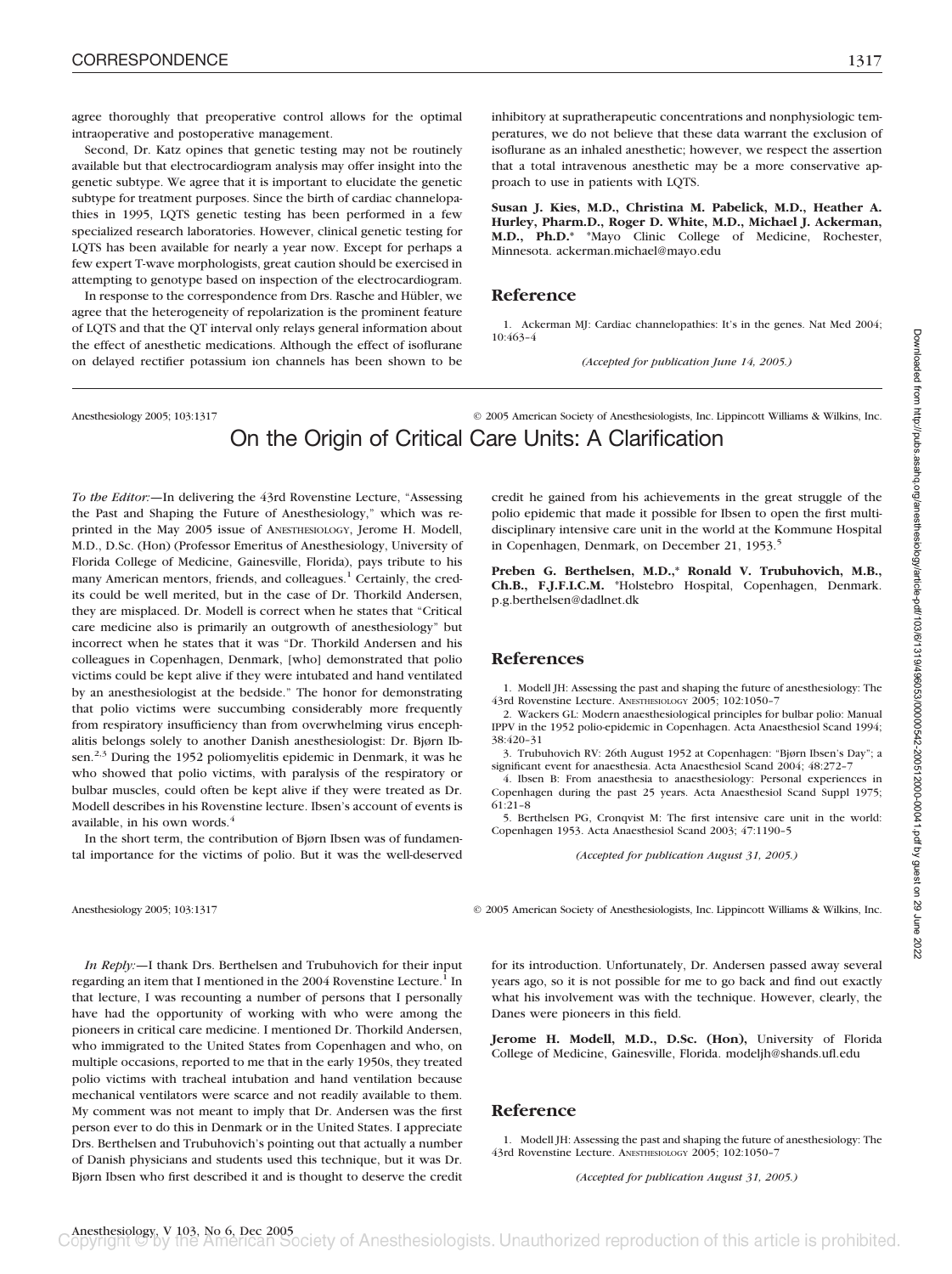agree thoroughly that preoperative control allows for the optimal intraoperative and postoperative management.

Second, Dr. Katz opines that genetic testing may not be routinely available but that electrocardiogram analysis may offer insight into the genetic subtype. We agree that it is important to elucidate the genetic subtype for treatment purposes. Since the birth of cardiac channelopathies in 1995, LQTS genetic testing has been performed in a few specialized research laboratories. However, clinical genetic testing for LQTS has been available for nearly a year now. Except for perhaps a few expert T-wave morphologists, great caution should be exercised in attempting to genotype based on inspection of the electrocardiogram.

In response to the correspondence from Drs. Rasche and Hübler, we agree that the heterogeneity of repolarization is the prominent feature of LQTS and that the QT interval only relays general information about the effect of anesthetic medications. Although the effect of isoflurane on delayed rectifier potassium ion channels has been shown to be inhibitory at supratherapeutic concentrations and nonphysiologic temperatures, we do not believe that these data warrant the exclusion of isoflurane as an inhaled anesthetic; however, we respect the assertion that a total intravenous anesthetic may be a more conservative approach to use in patients with LQTS.

**Susan J. Kies, M.D., Christina M. Pabelick, M.D., Heather A. Hurley, Pharm.D., Roger D. White, M.D., Michael J. Ackerman, M.D., Ph.D.*** *Mayo Clinic College of Medicine, Rochester, Minnesota. ackerman.michael@mayo.edu

## Reference

1. Ackerman MJ: Cardiac channelopathies: It's in the genes. Nat Med 2004; 10:463–4

*(Accepted for publication June 14, 2005.)*

# On the Origin of Critical Care Units: A Clarification

*To the Editor:*—In delivering the 43rd Rovenstine Lecture, "Assessing the Past and Shaping the Future of Anesthesiology," which was reprinted in the May 2005 issue of ANESTHESIOLOGY, Jerome H. Modell, M.D., D.Sc. (Hon) (Professor Emeritus of Anesthesiology, University of Florida College of Medicine, Gainesville, Florida), pays tribute to his many American mentors, friends, and colleagues.[1] Certainly, the credits could be well merited, but in the case of Dr. Thorkild Andersen, they are misplaced. Dr. Modell is correct when he states that "Critical care medicine also is primarily an outgrowth of anesthesiology" but incorrect when he states that it was "Dr. Thorkild Andersen and his colleagues in Copenhagen, Denmark, [who] demonstrated that polio victims could be kept alive if they were intubated and hand ventilated by an anesthesiologist at the bedside." The honor for demonstrating that polio victims were succumbing considerably more frequently from respiratory insufficiency than from overwhelming virus encephalitis belongs solely to another Danish anesthesiologist: Dr. Bjørn Ibsen.[2,3] During the 1952 poliomyelitis epidemic in Denmark, it was he who showed that polio victims, with paralysis of the respiratory or bulbar muscles, could often be kept alive if they were treated as Dr. Modell describes in his Rovenstine lecture. Ibsen's account of events is available, in his own words.[4]

In the short term, the contribution of Bjørn Ibsen was of fundamental importance for the victims of polio. But it was the well-deserved credit he gained from his achievements in the great struggle of the polio epidemic that made it possible for Ibsen to open the first multidisciplinary intensive care unit in the world at the Kommune Hospital in Copenhagen, Denmark, on December 21, 1953.[5]

**Preben G. Berthelsen, M.D.,* Ronald V. Trubuhovich, M.B., Ch.B., F.J.F.I.C.M.** *Holstebro Hospital, Copenhagen, Denmark. p.g.berthelsen@dadlnet.dk

## References

1. Modell JH: Assessing the past and shaping the future of anesthesiology: The 43rd Rovenstine Lecture. ANESTHESIOLOGY 2005; 102:1050–7
2. Wackers GL: Modern anaesthesiological principles for bulbar polio: Manual IPPV in the 1952 polio-epidemic in Copenhagen. Acta Anaesthesiol Scand 1994; 38:420–31
3. Trubuhovich RV: 26th August 1952 at Copenhagen: "Bjørn Ibsen's Day"; a significant event for anaesthesia. Acta Anaesthesiol Scand 2004; 48:272–7
4. Ibsen B: From anaesthesia to anaesthesiology: Personal experiences in Copenhagen during the past 25 years. Acta Anaesthesiol Scand Suppl 1975; 61:21–8
5. Berthelsen PG, Cronqvist M: The first intensive care unit in the world: Copenhagen 1953. Acta Anaesthesiol Scand 2003; 47:1190–5

*(Accepted for publication August 31, 2005.)*

*In Reply:*—I thank Drs. Berthelsen and Trubuhovich for their input regarding an item that I mentioned in the 2004 Rovenstine Lecture.[1] In that lecture, I was recounting a number of persons that I personally have had the opportunity of working with who were among the pioneers in critical care medicine. I mentioned Dr. Thorkild Andersen, who immigrated to the United States from Copenhagen and who, on multiple occasions, reported to me that in the early 1950s, they treated polio victims with tracheal intubation and hand ventilation because mechanical ventilators were scarce and not readily available to them. My comment was not meant to imply that Dr. Andersen was the first person ever to do this in Denmark or in the United States. I appreciate Drs. Berthelsen and Trubuhovich's pointing out that actually a number of Danish physicians and students used this technique, but it was Dr. Bjørn Ibsen who first described it and is thought to deserve the credit for its introduction. Unfortunately, Dr. Andersen passed away several years ago, so it is not possible for me to go back and find out exactly what his involvement was with the technique. However, clearly, the Danes were pioneers in this field.

**Jerome H. Modell, M.D., D.Sc. (Hon),** University of Florida College of Medicine, Gainesville, Florida. modeljh@shands.ufl.edu

## Reference

1. Modell JH: Assessing the past and shaping the future of anesthesiology: The 43rd Rovenstine Lecture. ANESTHESIOLOGY 2005; 102:1050–7

*(Accepted for publication August 31, 2005.)*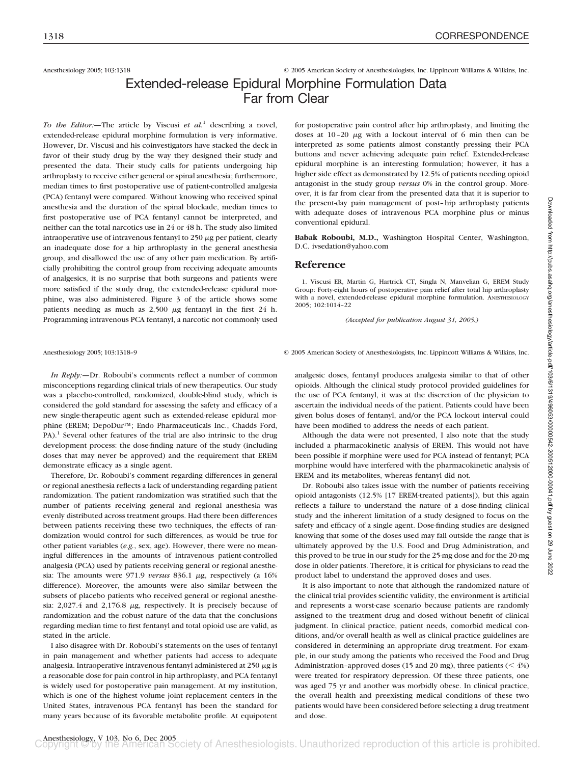Anesthesiology 2005; 103:1318 © 2005 American Society of Anesthesiologists, Inc. Lippincott Williams & Wilkins, Inc.

# Extended-release Epidural Morphine Formulation Data Far from Clear

*To the Editor:*—The article by Viscusi *et al.*[1] describing a novel, extended-release epidural morphine formulation is very informative. However, Dr. Viscusi and his coinvestigators have stacked the deck in favor of their study drug by the way they designed their study and presented the data. Their study calls for patients undergoing hip arthroplasty to receive either general or spinal anesthesia; furthermore, median times to first postoperative use of patient-controlled analgesia (PCA) fentanyl were compared. Without knowing who received spinal anesthesia and the duration of the spinal blockade, median times to first postoperative use of PCA fentanyl cannot be interpreted, and neither can the total narcotics use in 24 or 48 h. The study also limited intraoperative use of intravenous fentanyl to 250 μg per patient, clearly an inadequate dose for a hip arthroplasty in the general anesthesia group, and disallowed the use of any other pain medication. By artificially prohibiting the control group from receiving adequate amounts of analgesics, it is no surprise that both surgeons and patients were more satisfied if the study drug, the extended-release epidural morphine, was also administered. Figure 3 of the article shows some patients needing as much as 2,500 μg fentanyl in the first 24 h. Programming intravenous PCA fentanyl, a narcotic not commonly used for postoperative pain control after hip arthroplasty, and limiting the doses at 10–20 μg with a lockout interval of 6 min then can be interpreted as some patients almost constantly pressing their PCA buttons and never achieving adequate pain relief. Extended-release epidural morphine is an interesting formulation; however, it has a higher side effect as demonstrated by 12.5% of patients needing opioid antagonist in the study group *versus* 0% in the control group. Moreover, it is far from clear from the presented data that it is superior to the present-day pain management of post–hip arthroplasty patients with adequate doses of intravenous PCA morphine plus or minus conventional epidural.

**Babak Roboubi, M.D.,** Washington Hospital Center, Washington, D.C. ivsedation@yahoo.com

## Reference

1. Viscusi ER, Martin G, Hartrick CT, Singla N, Manvelian G, EREM Study Group: Forty-eight hours of postoperative pain relief after total hip arthroplasty with a novel, extended-release epidural morphine formulation. Anesthesiology 2005; 102:1014–22

*(Accepted for publication August 31, 2005.)*

Anesthesiology 2005; 103:1318–9 © 2005 American Society of Anesthesiologists, Inc. Lippincott Williams & Wilkins, Inc.

*In Reply:*—Dr. Roboubi's comments reflect a number of common misconceptions regarding clinical trials of new therapeutics. Our study was a placebo-controlled, randomized, double-blind study, which is considered the gold standard for assessing the safety and efficacy of a new single-therapeutic agent such as extended-release epidural morphine (EREM; DepoDur™; Endo Pharmaceuticals Inc., Chadds Ford, PA).[1] Several other features of the trial are also intrinsic to the drug development process: the dose-finding nature of the study (including doses that may never be approved) and the requirement that EREM demonstrate efficacy as a single agent.

Therefore, Dr. Roboubi's comment regarding differences in general or regional anesthesia reflects a lack of understanding regarding patient randomization. The patient randomization was stratified such that the number of patients receiving general and regional anesthesia was evenly distributed across treatment groups. Had there been differences between patients receiving these two techniques, the effects of randomization would control for such differences, as would be true for other patient variables (*e.g.*, sex, age). However, there were no meaningful differences in the amounts of intravenous patient-controlled analgesia (PCA) used by patients receiving general or regional anesthesia: The amounts were 971.9 *versus* 836.1 μg, respectively (a 16% difference). Moreover, the amounts were also similar between the subsets of placebo patients who received general or regional anesthesia: 2,027.4 and 2,176.8 μg, respectively. It is precisely because of randomization and the robust nature of the data that the conclusions regarding median time to first fentanyl and total opioid use are valid, as stated in the article.

I also disagree with Dr. Roboubi's statements on the uses of fentanyl in pain management and whether patients had access to adequate analgesia. Intraoperative intravenous fentanyl administered at 250 μg is a reasonable dose for pain control in hip arthroplasty, and PCA fentanyl is widely used for postoperative pain management. At my institution, which is one of the highest volume joint replacement centers in the United States, intravenous PCA fentanyl has been the standard for many years because of its favorable metabolite profile. At equipotent analgesic doses, fentanyl produces analgesia similar to that of other opioids. Although the clinical study protocol provided guidelines for the use of PCA fentanyl, it was at the discretion of the physician to ascertain the individual needs of the patient. Patients could have been given bolus doses of fentanyl, and/or the PCA lockout interval could have been modified to address the needs of each patient.

Although the data were not presented, I also note that the study included a pharmacokinetic analysis of EREM. This would not have been possible if morphine were used for PCA instead of fentanyl; PCA morphine would have interfered with the pharmacokinetic analysis of EREM and its metabolites, whereas fentanyl did not.

Dr. Roboubi also takes issue with the number of patients receiving opioid antagonists (12.5% [17 EREM-treated patients]), but this again reflects a failure to understand the nature of a dose-finding clinical study and the inherent limitation of a study designed to focus on the safety and efficacy of a single agent. Dose-finding studies are designed knowing that some of the doses used may fall outside the range that is ultimately approved by the U.S. Food and Drug Administration, and this proved to be true in our study for the 25-mg dose and for the 20-mg dose in older patients. Therefore, it is critical for physicians to read the product label to understand the approved doses and uses.

It is also important to note that although the randomized nature of the clinical trial provides scientific validity, the environment is artificial and represents a worst-case scenario because patients are randomly assigned to the treatment drug and dosed without benefit of clinical judgment. In clinical practice, patient needs, comorbid medical conditions, and/or overall health as well as clinical practice guidelines are considered in determining an appropriate drug treatment. For example, in our study among the patients who received the Food and Drug Administration–approved doses (15 and 20 mg), three patients (< 4%) were treated for respiratory depression. Of these three patients, one was aged 75 yr and another was morbidly obese. In clinical practice, the overall health and preexisting medical conditions of these two patients would have been considered before selecting a drug treatment and dose.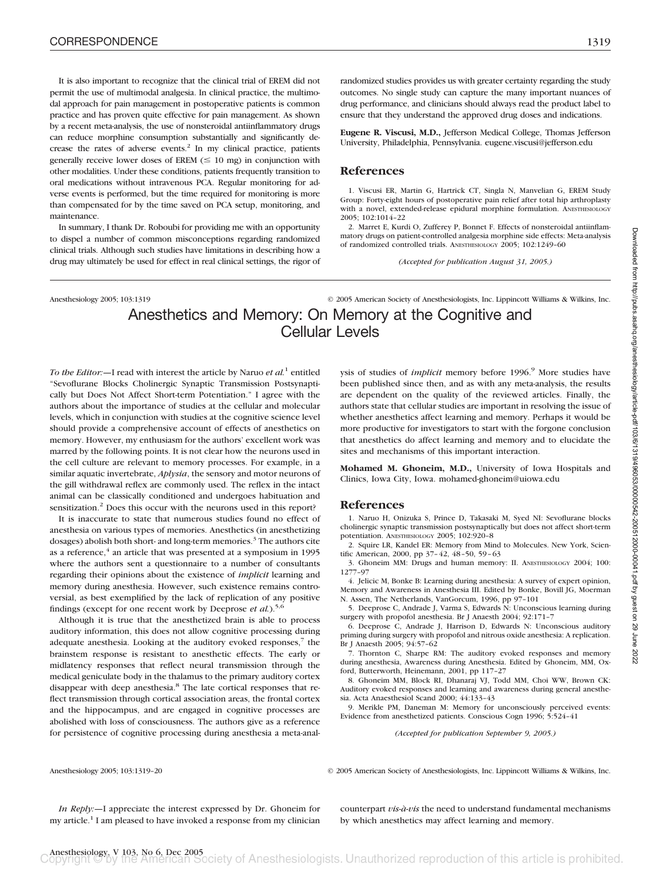It is also important to recognize that the clinical trial of EREM did not permit the use of multimodal analgesia. In clinical practice, the multimodal approach for pain management in postoperative patients is common practice and has proven quite effective for pain management. As shown by a recent meta-analysis, the use of nonsteroidal antiinflammatory drugs can reduce morphine consumption substantially and significantly decrease the rates of adverse events.[2] In my clinical practice, patients generally receive lower doses of EREM ($\leq$ 10 mg) in conjunction with other modalities. Under these conditions, patients frequently transition to oral medications without intravenous PCA. Regular monitoring for adverse events is performed, but the time required for monitoring is more than compensated for by the time saved on PCA setup, monitoring, and maintenance.

In summary, I thank Dr. Roboubi for providing me with an opportunity to dispel a number of common misconceptions regarding randomized clinical trials. Although such studies have limitations in describing how a drug may ultimately be used for effect in real clinical settings, the rigor of randomized studies provides us with greater certainty regarding the study outcomes. No single study can capture the many important nuances of drug performance, and clinicians should always read the product label to ensure that they understand the approved drug doses and indications.

**Eugene R. Viscusi, M.D.,** Jefferson Medical College, Thomas Jefferson University, Philadelphia, Pennsylvania. eugene.viscusi@jefferson.edu

## References

1. Viscusi ER, Martin G, Hartrick CT, Singla N, Manvelian G, EREM Study Group: Forty-eight hours of postoperative pain relief after total hip arthroplasty with a novel, extended-release epidural morphine formulation. Anesthesiology 2005; 102:1014–22
2. Marret E, Kurdi O, Zufferey P, Bonnet F. Effects of nonsteroidal antiinflammatory drugs on patient-controlled analgesia morphine side effects: Meta-analysis of randomized controlled trials. Anesthesiology 2005; 102:1249–60

*(Accepted for publication August 31, 2005.)*

Anesthesiology 2005; 103:1319 © 2005 American Society of Anesthesiologists, Inc. Lippincott Williams & Wilkins, Inc.

# Anesthetics and Memory: On Memory at the Cognitive and Cellular Levels

*To the Editor:*—I read with interest the article by Naruo *et al.*[1] entitled "Sevoflurane Blocks Cholinergic Synaptic Transmission Postsynaptically but Does Not Affect Short-term Potentiation." I agree with the authors about the importance of studies at the cellular and molecular levels, which in conjunction with studies at the cognitive science level should provide a comprehensive account of effects of anesthetics on memory. However, my enthusiasm for the authors' excellent work was marred by the following points. It is not clear how the neurons used in the cell culture are relevant to memory processes. For example, in a similar aquatic invertebrate, *Aplysia*, the sensory and motor neurons of the gill withdrawal reflex are commonly used. The reflex in the intact animal can be classically conditioned and undergoes habituation and sensitization.[2] Does this occur with the neurons used in this report?

It is inaccurate to state that numerous studies found no effect of anesthesia on various types of memories. Anesthetics (in anesthetizing dosages) abolish both short- and long-term memories.[3] The authors cite as a reference,[4] an article that was presented at a symposium in 1995 where the authors sent a questionnaire to a number of consultants regarding their opinions about the existence of *implicit* learning and memory during anesthesia. However, such existence remains controversial, as best exemplified by the lack of replication of any positive findings (except for one recent work by Deeprose *et al.*).[5,6]

Although it is true that the anesthetized brain is able to process auditory information, this does not allow cognitive processing during adequate anesthesia. Looking at the auditory evoked responses,[7] the brainstem response is resistant to anesthetic effects. The early or midlatency responses that reflect neural transmission through the medical geniculate body in the thalamus to the primary auditory cortex disappear with deep anesthesia.[8] The late cortical responses that reflect transmission through cortical association areas, the frontal cortex and the hippocampus, and are engaged in cognitive processes are abolished with loss of consciousness. The authors give as a reference for persistence of cognitive processing during anesthesia a meta-analysis of studies of *implicit* memory before 1996.[9] More studies have been published since then, and as with any meta-analysis, the results are dependent on the quality of the reviewed articles. Finally, the authors state that cellular studies are important in resolving the issue of whether anesthetics affect learning and memory. Perhaps it would be more productive for investigators to start with the forgone conclusion that anesthetics do affect learning and memory and to elucidate the sites and mechanisms of this important interaction.

**Mohamed M. Ghoneim, M.D.,** University of Iowa Hospitals and Clinics, Iowa City, Iowa. mohamed-ghoneim@uiowa.edu

## References

1. Naruo H, Onizuka S, Prince D, Takasaki M, Syed NI: Sevoflurane blocks cholinergic synaptic transmission postsynaptically but does not affect short-term potentiation. Anesthesiology 2005; 102:920–8
2. Squire LR, Kandel ER: Memory from Mind to Molecules. New York, Scientific American, 2000, pp 37–42, 48–50, 59–63
3. Ghoneim MM: Drugs and human memory: II. Anesthesiology 2004; 100: 1277–97
4. Jelicic M, Bonke B: Learning during anesthesia: A survey of expert opinion, Memory and Awareness in Anesthesia III. Edited by Bonke, Bovill JG, Moerman N. Assen, The Netherlands, VanGorcum, 1996, pp 97–101
5. Deeprose C, Andrade J, Varma S, Edwards N: Unconscious learning during surgery with propofol anesthesia. Br J Anaesth 2004; 92:171–7
6. Deeprose C, Andrade J, Harrison D, Edwards N: Unconscious auditory priming during surgery with propofol and nitrous oxide anesthesia: A replication. Br J Anaesth 2005; 94:57–62
7. Thornton C, Sharpe RM: The auditory evoked responses and memory during anesthesia, Awareness during Anesthesia. Edited by Ghoneim, MM, Oxford, Butterworth, Heinemann, 2001, pp 117–27
8. Ghoneim MM, Block RI, Dhanaraj VJ, Todd MM, Choi WW, Brown CK: Auditory evoked responses and learning and awareness during general anesthesia. Acta Anaesthesiol Scand 2000; 44:133–43
9. Merikle PM, Daneman M: Memory for unconsciously perceived events: Evidence from anesthetized patients. Conscious Cogn 1996; 5:524–41

*(Accepted for publication September 9, 2005.)*

Anesthesiology 2005; 103:1319–20 © 2005 American Society of Anesthesiologists, Inc. Lippincott Williams & Wilkins, Inc.

*In Reply:*—I appreciate the interest expressed by Dr. Ghoneim for my article.[1] I am pleased to have invoked a response from my clinician counterpart *vis-à-vis* the need to understand fundamental mechanisms by which anesthetics may affect learning and memory.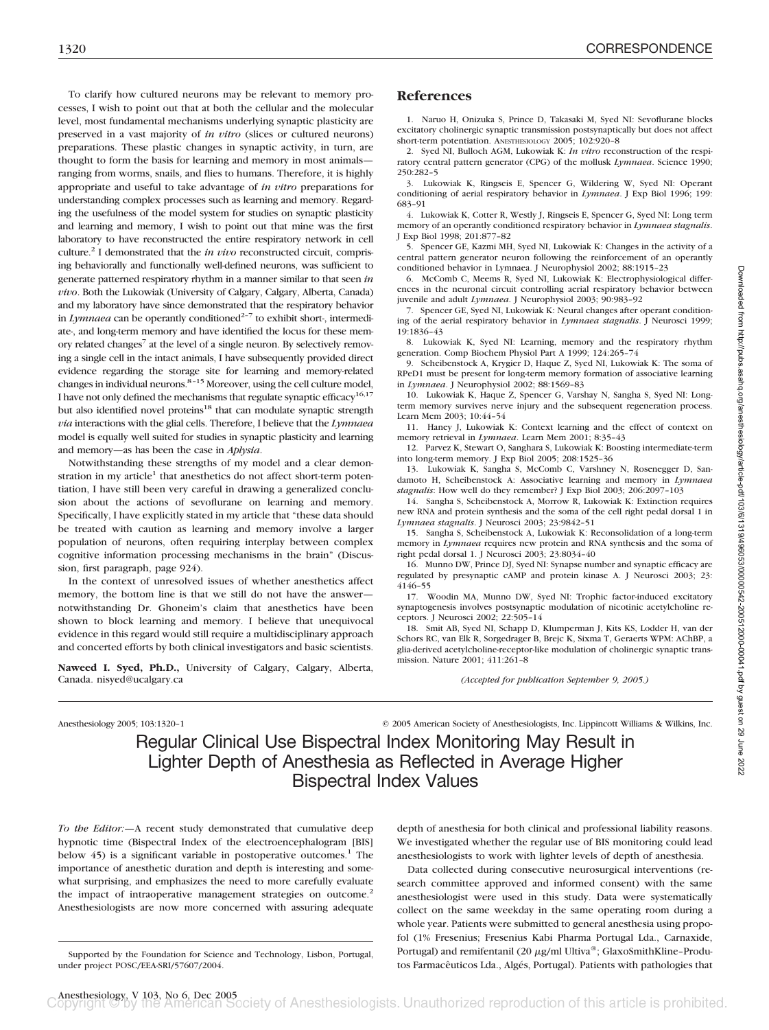To clarify how cultured neurons may be relevant to memory processes, I wish to point out that at both the cellular and the molecular level, most fundamental mechanisms underlying synaptic plasticity are preserved in a vast majority of *in vitro* (slices or cultured neurons) preparations. These plastic changes in synaptic activity, in turn, are thought to form the basis for learning and memory in most animals—ranging from worms, snails, and flies to humans. Therefore, it is highly appropriate and useful to take advantage of *in vitro* preparations for understanding complex processes such as learning and memory. Regarding the usefulness of the model system for studies on synaptic plasticity and learning and memory, I wish to point out that mine was the first laboratory to have reconstructed the entire respiratory network in cell culture.[2] I demonstrated that the *in vivo* reconstructed circuit, comprising behaviorally and functionally well-defined neurons, was sufficient to generate patterned respiratory rhythm in a manner similar to that seen *in vivo*. Both the Lukowiak (University of Calgary, Calgary, Alberta, Canada) and my laboratory have since demonstrated that the respiratory behavior in *Lymnaea* can be operantly conditioned[2–7] to exhibit short-, intermediate-, and long-term memory and have identified the locus for these memory related changes[7] at the level of a single neuron. By selectively removing a single cell in the intact animals, I have subsequently provided direct evidence regarding the storage site for learning and memory-related changes in individual neurons.[8–15] Moreover, using the cell culture model, I have not only defined the mechanisms that regulate synaptic efficacy[16,17] but also identified novel proteins[18] that can modulate synaptic strength *via* interactions with the glial cells. Therefore, I believe that the *Lymnaea* model is equally well suited for studies in synaptic plasticity and learning and memory—as has been the case in *Aplysia*.

Notwithstanding these strengths of my model and a clear demonstration in my article[1] that anesthetics do not affect short-term potentiation, I have still been very careful in drawing a generalized conclusion about the actions of sevoflurane on learning and memory. Specifically, I have explicitly stated in my article that "these data should be treated with caution as learning and memory involve a larger population of neurons, often requiring interplay between complex cognitive information processing mechanisms in the brain" (Discussion, first paragraph, page 924).

In the context of unresolved issues of whether anesthetics affect memory, the bottom line is that we still do not have the answer—notwithstanding Dr. Ghoneim's claim that anesthetics have been shown to block learning and memory. I believe that unequivocal evidence in this regard would still require a multidisciplinary approach and concerted efforts by both clinical investigators and basic scientists.

**Naweed I. Syed, Ph.D.,** University of Calgary, Calgary, Alberta, Canada. nisyed@ucalgary.ca

## References

1. Naruo H, Onizuka S, Prince D, Takasaki M, Syed NI: Sevoflurane blocks excitatory cholinergic synaptic transmission postsynaptically but does not affect short-term potentiation. ANESTHESIOLOGY 2005; 102:920–8
2. Syed NI, Bulloch AGM, Lukowiak K: *In vitro* reconstruction of the respiratory central pattern generator (CPG) of the mollusk *Lymnaea*. Science 1990; 250:282–5
3. Lukowiak K, Ringseis E, Spencer G, Wildering W, Syed NI: Operant conditioning of aerial respiratory behavior in *Lymnaea*. J Exp Biol 1996; 199: 683–91
4. Lukowiak K, Cotter R, Westly J, Ringseis E, Spencer G, Syed NI: Long term memory of an operantly conditioned respiratory behavior in *Lymnaea stagnalis*. J Exp Biol 1998; 201:877–82
5. Spencer GE, Kazmi MH, Syed NI, Lukowiak K: Changes in the activity of a central pattern generator neuron following the reinforcement of an operantly conditioned behavior in Lymnaea. J Neurophysiol 2002; 88:1915–23
6. McComb C, Meems R, Syed NI, Lukowiak K: Electrophysiological differences in the neuronal circuit controlling aerial respiratory behavior between juvenile and adult *Lymnaea*. J Neurophysiol 2003; 90:983–92
7. Spencer GE, Syed NI, Lukowiak K: Neural changes after operant conditioning of the aerial respiratory behavior in *Lymnaea stagnalis*. J Neurosci 1999; 19:1836–43
8. Lukowiak K, Syed NI: Learning, memory and the respiratory rhythm generation. Comp Biochem Physiol Part A 1999; 124:265–74
9. Scheibenstock A, Krygier D, Haque Z, Syed NI, Lukowiak K: The soma of RPeD1 must be present for long-term memory formation of associative learning in *Lymnaea*. J Neurophysiol 2002; 88:1569–83
10. Lukowiak K, Haque Z, Spencer G, Varshay N, Sangha S, Syed NI: Long-term memory survives nerve injury and the subsequent regeneration process. Learn Mem 2003; 10:44–54
11. Haney J, Lukowiak K: Context learning and the effect of context on memory retrieval in *Lymnaea*. Learn Mem 2001; 8:35–43
12. Parvez K, Stewart O, Sangha S, Lukowiak K: Boosting intermediate-term into long-term memory. J Exp Biol 2005; 208:1525–36
13. Lukowiak K, Sangha S, McComb C, Varshney N, Rosenegger D, Sandamoto H, Scheibenstock A: Associative learning and memory in *Lymnaea stagnalis*: How well do they remember? J Exp Biol 2003; 206:2097–103
14. Sangha S, Scheibenstock A, Morrow R, Lukowiak K: Extinction requires new RNA and protein synthesis and the soma of the cell right pedal dorsal 1 in *Lymnaea stagnalis*. J Neurosci 2003; 23:9842–51
15. Sangha S, Scheibenstock A, Lukowiak K: Reconsolidation of a long-term memory in *Lymnaea* requires new protein and RNA synthesis and the soma of right pedal dorsal 1. J Neurosci 2003; 23:8034–40
16. Munno DW, Prince DJ, Syed NI: Synapse number and synaptic efficacy are regulated by presynaptic cAMP and protein kinase A. J Neurosci 2003; 23: 4146–55
17. Woodin MA, Munno DW, Syed NI: Trophic factor-induced excitatory synaptogenesis involves postsynaptic modulation of nicotinic acetylcholine receptors. J Neurosci 2002; 22:505–14
18. Smit AB, Syed NI, Schapp D, Klumperman J, Kits KS, Lodder H, van der Schors RC, van Elk R, Sorgedrager B, Brejc K, Sixma T, Geraerts WPM: AChBP, a glia-derived acetylcholine-receptor-like modulation of cholinergic synaptic transmission. Nature 2001; 411:261–8

*(Accepted for publication September 9, 2005.)*

Anesthesiology 2005; 103:1320–1 © 2005 American Society of Anesthesiologists, Inc. Lippincott Williams & Wilkins, Inc.

# Regular Clinical Use Bispectral Index Monitoring May Result in Lighter Depth of Anesthesia as Reflected in Average Higher Bispectral Index Values

*To the Editor:—*A recent study demonstrated that cumulative deep hypnotic time (Bispectral Index of the electroencephalogram [BIS] below 45) is a significant variable in postoperative outcomes.[1] The importance of anesthetic duration and depth is interesting and somewhat surprising, and emphasizes the need to more carefully evaluate the impact of intraoperative management strategies on outcome.[2] Anesthesiologists are now more concerned with assuring adequate depth of anesthesia for both clinical and professional liability reasons. We investigated whether the regular use of BIS monitoring could lead anesthesiologists to work with lighter levels of depth of anesthesia.

Data collected during consecutive neurosurgical interventions (research committee approved and informed consent) with the same anesthesiologist were used in this study. Data were systematically collect on the same weekday in the same operating room during a whole year. Patients were submitted to general anesthesia using propofol (1% Fresenius; Fresenius Kabi Pharma Portugal Lda., Carnaxide, Portugal) and remifentanil (20 $\mu$g/ml Ultiva®; GlaxoSmithKline–Produtos Farmacêuticos Lda., Algés, Portugal). Patients with pathologies that

Supported by the Foundation for Science and Technology, Lisbon, Portugal, under project POSC/EEA-SRI/57607/2004.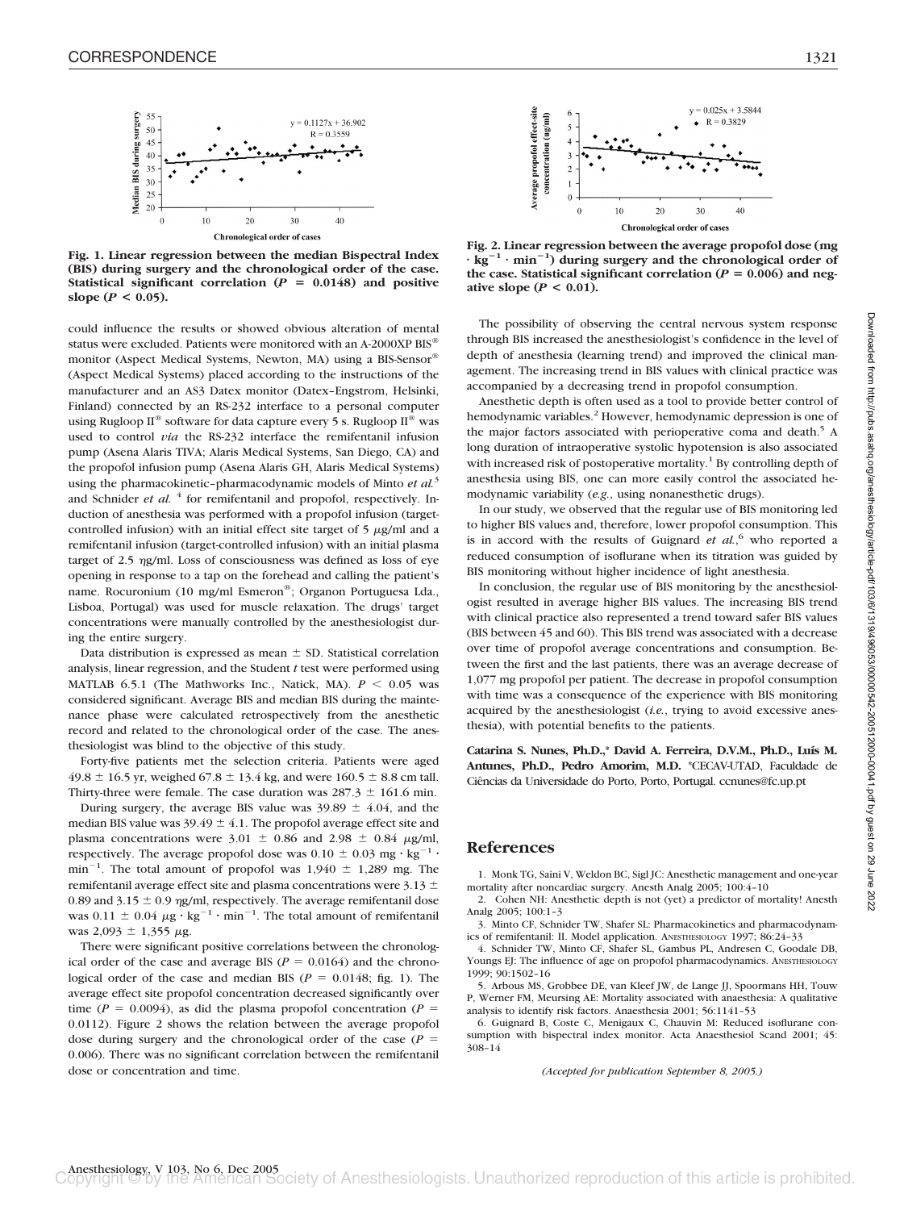Median BIS during surgery

55
50
45
40
35
30
25
20

0 10 20 30 40

Chronological order of cases

y = 0.1127x + 36.902
R = 0.3559

**Fig. 1. Linear regression between the median Bispectral Index (BIS) during surgery and the chronological order of the case. Statistical significant correlation ($P$ = 0.0148) and positive slope ($P$ < 0.05).**

could influence the results or showed obvious alteration of mental status were excluded. Patients were monitored with an A-2000XP BIS® monitor (Aspect Medical Systems, Newton, MA) using a BIS-Sensor® (Aspect Medical Systems) placed according to the instructions of the manufacturer and an AS3 Datex monitor (Datex–Engstrom, Helsinki, Finland) connected by an RS-232 interface to a personal computer using Rugloop II® software for data capture every 5 s. Rugloop II® was used to control *via* the RS-232 interface the remifentanil infusion pump (Asena Alaris TIVA; Alaris Medical Systems, San Diego, CA) and the propofol infusion pump (Asena Alaris GH, Alaris Medical Systems) using the pharmacokinetic–pharmacodynamic models of Minto *et al.*[3] and Schnider *et al.* [4] for remifentanil and propofol, respectively. Induction of anesthesia was performed with a propofol infusion (target-controlled infusion) with an initial effect site target of 5 μg/ml and a remifentanil infusion (target-controlled infusion) with an initial plasma target of 2.5 ηg/ml. Loss of consciousness was defined as loss of eye opening in response to a tap on the forehead and calling the patient's name. Rocuronium (10 mg/ml Esmeron®; Organon Portuguesa Lda., Lisboa, Portugal) was used for muscle relaxation. The drugs' target concentrations were manually controlled by the anesthesiologist during the entire surgery.

Data distribution is expressed as mean ± SD. Statistical correlation analysis, linear regression, and the Student *t* test were performed using MATLAB 6.5.1 (The Mathworks Inc., Natick, MA). $P$ < 0.05 was considered significant. Average BIS and median BIS during the maintenance phase were calculated retrospectively from the anesthetic record and related to the chronological order of the case. The anesthesiologist was blind to the objective of this study.

Forty-five patients met the selection criteria. Patients were aged 49.8 ± 16.5 yr, weighed 67.8 ± 13.4 kg, and were 160.5 ± 8.8 cm tall. Thirty-three were female. The case duration was 287.3 ± 161.6 min.

During surgery, the average BIS value was 39.89 ± 4.04, and the median BIS value was 39.49 ± 4.1. The propofol average effect site and plasma concentrations were 3.01 ± 0.86 and 2.98 ± 0.84 μg/ml, respectively. The average propofol dose was 0.10 ± 0.03 mg · kg$^{-1}$ · min$^{-1}$. The total amount of propofol was 1,940 ± 1,289 mg. The remifentanil average effect site and plasma concentrations were 3.13 ± 0.89 and 3.15 ± 0.9 ηg/ml, respectively. The average remifentanil dose was 0.11 ± 0.04 μg · kg$^{-1}$ · min$^{-1}$. The total amount of remifentanil was 2,093 ± 1,355 μg.

There were significant positive correlations between the chronological order of the case and average BIS ($P$ = 0.0164) and the chronological order of the case and median BIS ($P$ = 0.0148; fig. 1). The average effect site propofol concentration decreased significantly over time ($P$ = 0.0094), as did the plasma propofol concentration ($P$ = 0.0112). Figure 2 shows the relation between the average propofol dose during surgery and the chronological order of the case ($P$ = 0.006). There was no significant correlation between the remifentanil dose or concentration and time.

Average propofol effect-site concentration (ug/ml)

6
5
4
3
2
1
0

0 10 20 30 40

Chronological order of cases

y = 0.025x + 3.5844
R = 0.3829

**Fig. 2. Linear regression between the average propofol dose (mg · kg$^{-1}$ · min$^{-1}$) during surgery and the chronological order of the case. Statistical significant correlation ($P$ = 0.006) and negative slope ($P$ < 0.01).**

The possibility of observing the central nervous system response through BIS increased the anesthesiologist's confidence in the level of depth of anesthesia (learning trend) and improved the clinical management. The increasing trend in BIS values with clinical practice was accompanied by a decreasing trend in propofol consumption.

Anesthetic depth is often used as a tool to provide better control of hemodynamic variables.[2] However, hemodynamic depression is one of the major factors associated with perioperative coma and death.[5] A long duration of intraoperative systolic hypotension is also associated with increased risk of postoperative mortality.[1] By controlling depth of anesthesia using BIS, one can more easily control the associated hemodynamic variability (*e.g.*, using nonanesthetic drugs).

In our study, we observed that the regular use of BIS monitoring led to higher BIS values and, therefore, lower propofol consumption. This is in accord with the results of Guignard *et al.*,[6] who reported a reduced consumption of isoflurane when its titration was guided by BIS monitoring without higher incidence of light anesthesia.

In conclusion, the regular use of BIS monitoring by the anesthesiologist resulted in average higher BIS values. The increasing BIS trend with clinical practice also represented a trend toward safer BIS values (BIS between 45 and 60). This BIS trend was associated with a decrease over time of propofol average concentrations and consumption. Between the first and the last patients, there was an average decrease of 1,077 mg propofol per patient. The decrease in propofol consumption with time was a consequence of the experience with BIS monitoring acquired by the anesthesiologist (*i.e.*, trying to avoid excessive anesthesia), with potential benefits to the patients.

**Catarina S. Nunes, Ph.D.,\* David A. Ferreira, D.V.M., Ph.D., Luís M. Antunes, Ph.D., Pedro Amorim, M.D.** \*CECAV-UTAD, Faculdade de Ciências da Universidade do Porto, Porto, Portugal. ccnunes@fc.up.pt

## References

1. Monk TG, Saini V, Weldon BC, Sigl JC: Anesthetic management and one-year mortality after noncardiac surgery. Anesth Analg 2005; 100:4–10
2. Cohen NH: Anesthetic depth is not (yet) a predictor of mortality! Anesth Analg 2005; 100:1–3
3. Minto CF, Schnider TW, Shafer SL: Pharmacokinetics and pharmacodynamics of remifentanil: II. Model application. ANESTHESIOLOGY 1997; 86:24–33
4. Schnider TW, Minto CF, Shafer SL, Gambus PL, Andresen C, Goodale DB, Youngs EJ: The influence of age on propofol pharmacodynamics. ANESTHESIOLOGY 1999; 90:1502–16
5. Arbous MS, Grobbee DE, van Kleef JW, de Lange JJ, Spoormans HH, Touw P, Werner FM, Meursing AE: Mortality associated with anaesthesia: A qualitative analysis to identify risk factors. Anaesthesia 2001; 56:1141–53
6. Guignard B, Coste C, Menigaux C, Chauvin M: Reduced isoflurane consumption with bispectral index monitor. Acta Anaesthesiol Scand 2001; 45: 308–14

*(Accepted for publication September 8, 2005.)*